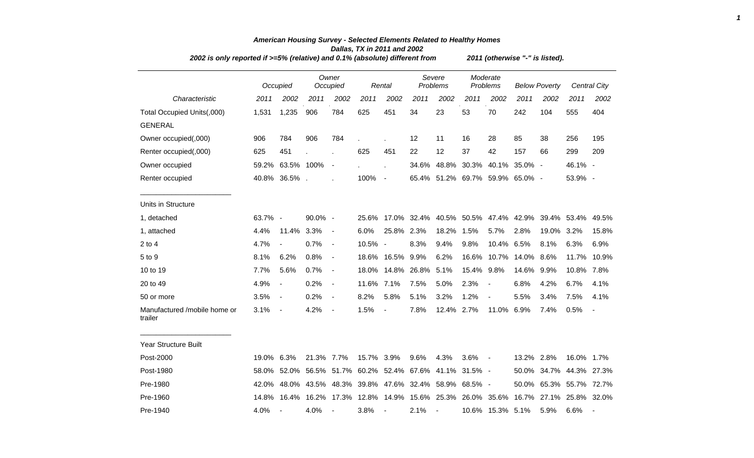# American Housing Survey - Selected Elements Related to Healthy Homes

## Dallas, TX in 2011 and 2002

*2002 is only reported if >=5% (relative) and 0.1% (absolute) different from 2011 (otherwise "-" is listed).*

| | Occupied | | Owner Occupied | | Rental | | Severe Problems | | Moderate Problems | | Below Poverty | | Central City | |
|---|---|---|---|---|---|---|---|---|---|---|---|---|---|---|
| *Characteristic* | *2011* | *2002* | *2011* | *2002* | *2011* | *2002* | *2011* | *2002* | *2011* | *2002* | *2011* | *2002* | *2011* | *2002* |
| Total Occupied Units(,000) | 1,531 | 1,235 | 906 | 784 | 625 | 451 | 34 | 23 | 53 | 70 | 242 | 104 | 555 | 404 |
| GENERAL | | | | | | | | | | | | | | |
| Owner occupied(,000) | 906 | 784 | 906 | 784 | . | . | 12 | 11 | 16 | 28 | 85 | 38 | 256 | 195 |
| Renter occupied(,000) | 625 | 451 | . | . | 625 | 451 | 22 | 12 | 37 | 42 | 157 | 66 | 299 | 209 |
| Owner occupied | 59.2% | 63.5% | 100% | - | . | . | 34.6% | 48.8% | 30.3% | 40.1% | 35.0% | - | 46.1% | - |
| Renter occupied | 40.8% | 36.5% | . | . | 100% | - | 65.4% | 51.2% | 69.7% | 59.9% | 65.0% | - | 53.9% | - |
| Units in Structure | | | | | | | | | | | | | | |
| 1, detached | 63.7% | - | 90.0% | - | 25.6% | 17.0% | 32.4% | 40.5% | 50.5% | 47.4% | 42.9% | 39.4% | 53.4% | 49.5% |
| 1, attached | 4.4% | 11.4% | 3.3% | - | 6.0% | 25.8% | 2.3% | 18.2% | 1.5% | 5.7% | 2.8% | 19.0% | 3.2% | 15.8% |
| 2 to 4 | 4.7% | - | 0.7% | - | 10.5% | - | 8.3% | 9.4% | 9.8% | 10.4% | 6.5% | 8.1% | 6.3% | 6.9% |
| 5 to 9 | 8.1% | 6.2% | 0.8% | - | 18.6% | 16.5% | 9.9% | 6.2% | 16.6% | 10.7% | 14.0% | 8.6% | 11.7% | 10.9% |
| 10 to 19 | 7.7% | 5.6% | 0.7% | - | 18.0% | 14.8% | 26.8% | 5.1% | 15.4% | 9.8% | 14.6% | 9.9% | 10.8% | 7.8% |
| 20 to 49 | 4.9% | - | 0.2% | - | 11.6% | 7.1% | 7.5% | 5.0% | 2.3% | - | 6.8% | 4.2% | 6.7% | 4.1% |
| 50 or more | 3.5% | - | 0.2% | - | 8.2% | 5.8% | 5.1% | 3.2% | 1.2% | - | 5.5% | 3.4% | 7.5% | 4.1% |
| Manufactured /mobile home or trailer | 3.1% | - | 4.2% | - | 1.5% | - | 7.8% | 12.4% | 2.7% | 11.0% | 6.9% | 7.4% | 0.5% | - |
| Year Structure Built | | | | | | | | | | | | | | |
| Post-2000 | 19.0% | 6.3% | 21.3% | 7.7% | 15.7% | 3.9% | 9.6% | 4.3% | 3.6% | - | 13.2% | 2.8% | 16.0% | 1.7% |
| Post-1980 | 58.0% | 52.0% | 56.5% | 51.7% | 60.2% | 52.4% | 67.6% | 41.1% | 31.5% | - | 50.0% | 34.7% | 44.3% | 27.3% |
| Pre-1980 | 42.0% | 48.0% | 43.5% | 48.3% | 39.8% | 47.6% | 32.4% | 58.9% | 68.5% | - | 50.0% | 65.3% | 55.7% | 72.7% |
| Pre-1960 | 14.8% | 16.4% | 16.2% | 17.3% | 12.8% | 14.9% | 15.6% | 25.3% | 26.0% | 35.6% | 16.7% | 27.1% | 25.8% | 32.0% |
| Pre-1940 | 4.0% | - | 4.0% | - | 3.8% | - | 2.1% | - | 10.6% | 15.3% | 5.1% | 5.9% | 6.6% | - |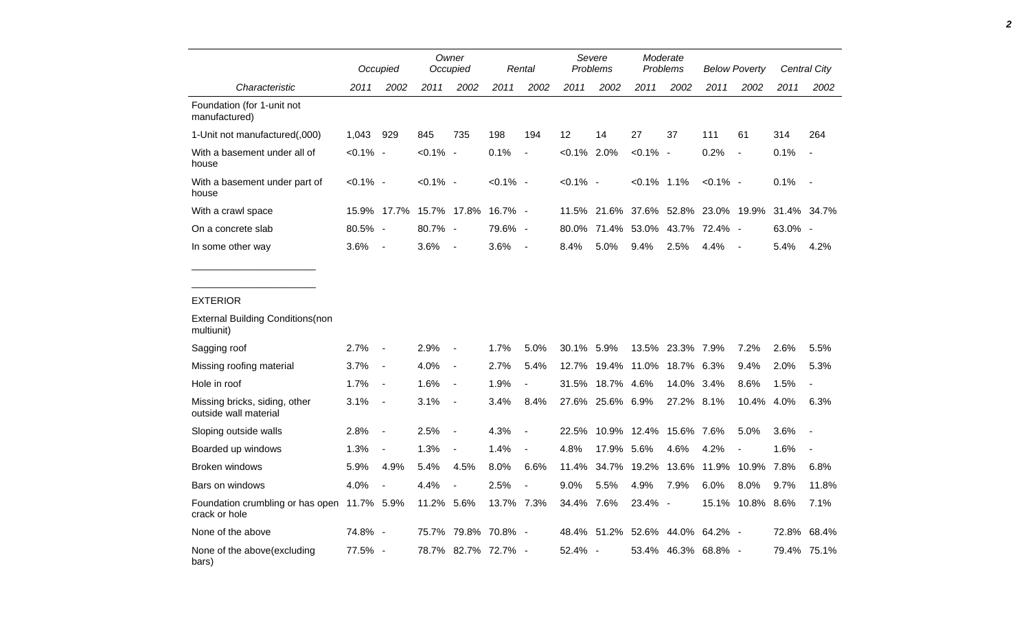| Characteristic | Occupied | | Owner Occupied | | Rental | | Severe Problems | | Moderate Problems | | Below Poverty | | Central City | |
|---|---|---|---|---|---|---|---|---|---|---|---|---|---|---|
| | 2011 | 2002 | 2011 | 2002 | 2011 | 2002 | 2011 | 2002 | 2011 | 2002 | 2011 | 2002 | 2011 | 2002 |
| Foundation (for 1-unit not manufactured) | | | | | | | | | | | | | | |
| 1-Unit not manufactured(,000) | 1,043 | 929 | 845 | 735 | 198 | 194 | 12 | 14 | 27 | 37 | 111 | 61 | 314 | 264 |
| With a basement under all of house | <0.1% | - | <0.1% | - | 0.1% | - | <0.1% | 2.0% | <0.1% | - | 0.2% | - | 0.1% | - |
| With a basement under part of house | <0.1% | - | <0.1% | - | <0.1% | - | <0.1% | - | <0.1% | 1.1% | <0.1% | - | 0.1% | - |
| With a crawl space | 15.9% | 17.7% | 15.7% | 17.8% | 16.7% | - | 11.5% | 21.6% | 37.6% | 52.8% | 23.0% | 19.9% | 31.4% | 34.7% |
| On a concrete slab | 80.5% | - | 80.7% | - | 79.6% | - | 80.0% | 71.4% | 53.0% | 43.7% | 72.4% | - | 63.0% | - |
| In some other way | 3.6% | - | 3.6% | - | 3.6% | - | 8.4% | 5.0% | 9.4% | 2.5% | 4.4% | - | 5.4% | 4.2% |

______________________

______________________

| Characteristic | Occupied | | Owner Occupied | | Rental | | Severe Problems | | Moderate Problems | | Below Poverty | | Central City | |
|---|---|---|---|---|---|---|---|---|---|---|---|---|---|---|
| | 2011 | 2002 | 2011 | 2002 | 2011 | 2002 | 2011 | 2002 | 2011 | 2002 | 2011 | 2002 | 2011 | 2002 |
| EXTERIOR | | | | | | | | | | | | | | |
| External Building Conditions(non multiunit) | | | | | | | | | | | | | | |
| Sagging roof | 2.7% | - | 2.9% | - | 1.7% | 5.0% | 30.1% | 5.9% | 13.5% | 23.3% | 7.9% | 7.2% | 2.6% | 5.5% |
| Missing roofing material | 3.7% | - | 4.0% | - | 2.7% | 5.4% | 12.7% | 19.4% | 11.0% | 18.7% | 6.3% | 9.4% | 2.0% | 5.3% |
| Hole in roof | 1.7% | - | 1.6% | - | 1.9% | - | 31.5% | 18.7% | 4.6% | 14.0% | 3.4% | 8.6% | 1.5% | - |
| Missing bricks, siding, other outside wall material | 3.1% | - | 3.1% | - | 3.4% | 8.4% | 27.6% | 25.6% | 6.9% | 27.2% | 8.1% | 10.4% | 4.0% | 6.3% |
| Sloping outside walls | 2.8% | - | 2.5% | - | 4.3% | - | 22.5% | 10.9% | 12.4% | 15.6% | 7.6% | 5.0% | 3.6% | - |
| Boarded up windows | 1.3% | - | 1.3% | - | 1.4% | - | 4.8% | 17.9% | 5.6% | 4.6% | 4.2% | - | 1.6% | - |
| Broken windows | 5.9% | 4.9% | 5.4% | 4.5% | 8.0% | 6.6% | 11.4% | 34.7% | 19.2% | 13.6% | 11.9% | 10.9% | 7.8% | 6.8% |
| Bars on windows | 4.0% | - | 4.4% | - | 2.5% | - | 9.0% | 5.5% | 4.9% | 7.9% | 6.0% | 8.0% | 9.7% | 11.8% |
| Foundation crumbling or has open crack or hole | 11.7% | 5.9% | 11.2% | 5.6% | 13.7% | 7.3% | 34.4% | 7.6% | 23.4% | - | 15.1% | 10.8% | 8.6% | 7.1% |
| None of the above | 74.8% | - | 75.7% | 79.8% | 70.8% | - | 48.4% | 51.2% | 52.6% | 44.0% | 64.2% | - | 72.8% | 68.4% |
| None of the above(excluding bars) | 77.5% | - | 78.7% | 82.7% | 72.7% | - | 52.4% | - | 53.4% | 46.3% | 68.8% | - | 79.4% | 75.1% |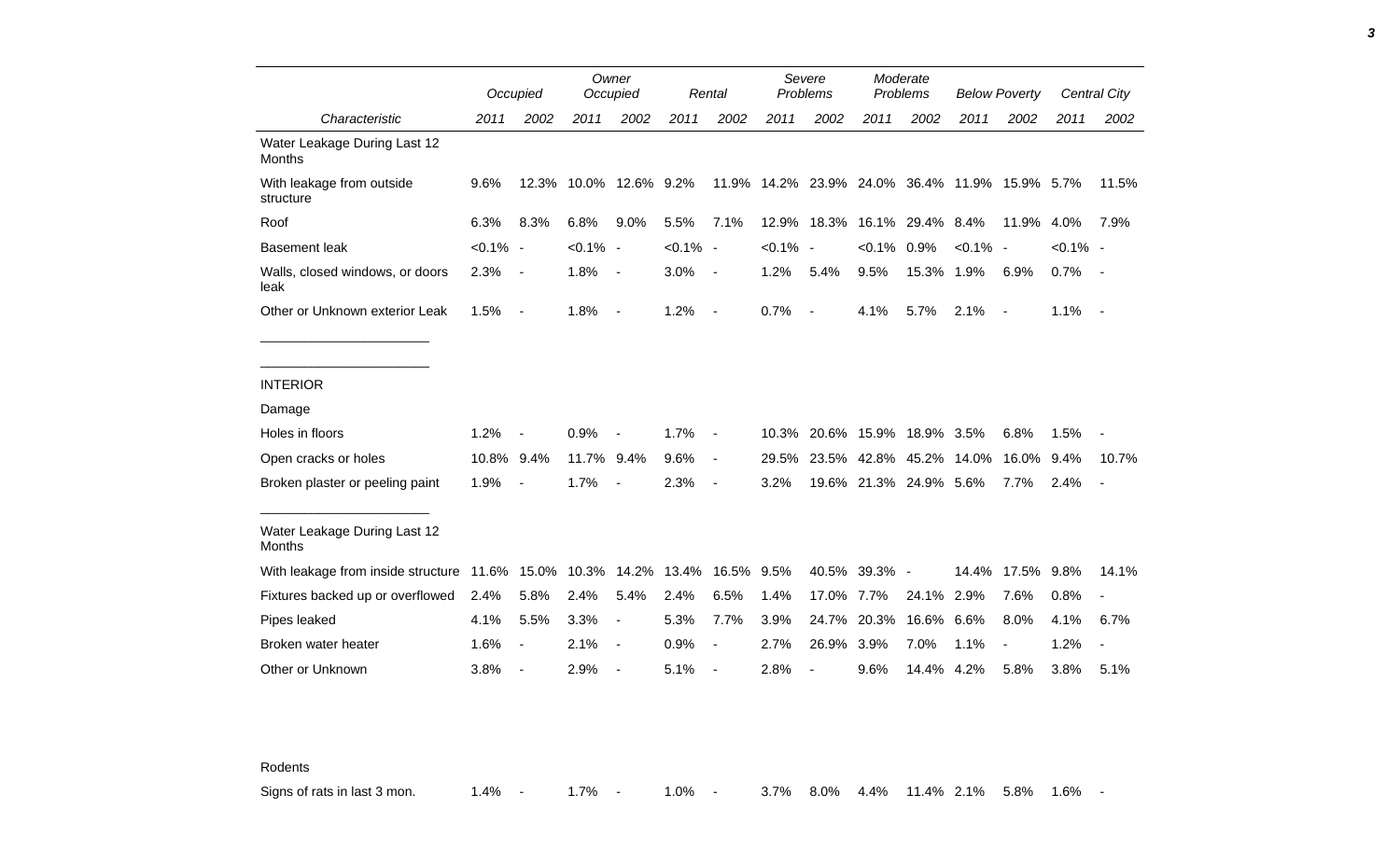| Characteristic | Occupied | | Owner Occupied | | Rental | | Severe Problems | | Moderate Problems | | Below Poverty | | Central City | |
|---|---|---|---|---|---|---|---|---|---|---|---|---|---|---|
| | 2011 | 2002 | 2011 | 2002 | 2011 | 2002 | 2011 | 2002 | 2011 | 2002 | 2011 | 2002 | 2011 | 2002 |
| Water Leakage During Last 12 Months | | | | | | | | | | | | | | |
| With leakage from outside structure | 9.6% | 12.3% | 10.0% | 12.6% | 9.2% | 11.9% | 14.2% | 23.9% | 24.0% | 36.4% | 11.9% | 15.9% | 5.7% | 11.5% |
| Roof | 6.3% | 8.3% | 6.8% | 9.0% | 5.5% | 7.1% | 12.9% | 18.3% | 16.1% | 29.4% | 8.4% | 11.9% | 4.0% | 7.9% |
| Basement leak | <0.1% | - | <0.1% | - | <0.1% | - | <0.1% | - | <0.1% | 0.9% | <0.1% | - | <0.1% | - |
| Walls, closed windows, or doors leak | 2.3% | - | 1.8% | - | 3.0% | - | 1.2% | 5.4% | 9.5% | 15.3% | 1.9% | 6.9% | 0.7% | - |
| Other or Unknown exterior Leak | 1.5% | - | 1.8% | - | 1.2% | - | 0.7% | - | 4.1% | 5.7% | 2.1% | - | 1.1% | - |
| INTERIOR | | | | | | | | | | | | | | |
| Damage | | | | | | | | | | | | | | |
| Holes in floors | 1.2% | - | 0.9% | - | 1.7% | - | 10.3% | 20.6% | 15.9% | 18.9% | 3.5% | 6.8% | 1.5% | - |
| Open cracks or holes | 10.8% | 9.4% | 11.7% | 9.4% | 9.6% | - | 29.5% | 23.5% | 42.8% | 45.2% | 14.0% | 16.0% | 9.4% | 10.7% |
| Broken plaster or peeling paint | 1.9% | - | 1.7% | - | 2.3% | - | 3.2% | 19.6% | 21.3% | 24.9% | 5.6% | 7.7% | 2.4% | - |
| Water Leakage During Last 12 Months | | | | | | | | | | | | | | |
| With leakage from inside structure | 11.6% | 15.0% | 10.3% | 14.2% | 13.4% | 16.5% | 9.5% | 40.5% | 39.3% | - | 14.4% | 17.5% | 9.8% | 14.1% |
| Fixtures backed up or overflowed | 2.4% | 5.8% | 2.4% | 5.4% | 2.4% | 6.5% | 1.4% | 17.0% | 7.7% | 24.1% | 2.9% | 7.6% | 0.8% | - |
| Pipes leaked | 4.1% | 5.5% | 3.3% | - | 5.3% | 7.7% | 3.9% | 24.7% | 20.3% | 16.6% | 6.6% | 8.0% | 4.1% | 6.7% |
| Broken water heater | 1.6% | - | 2.1% | - | 0.9% | - | 2.7% | 26.9% | 3.9% | 7.0% | 1.1% | - | 1.2% | - |
| Other or Unknown | 3.8% | - | 2.9% | - | 5.1% | - | 2.8% | - | 9.6% | 14.4% | 4.2% | 5.8% | 3.8% | 5.1% |
| Rodents | | | | | | | | | | | | | | |
| Signs of rats in last 3 mon. | 1.4% | - | 1.7% | - | 1.0% | - | 3.7% | 8.0% | 4.4% | 11.4% | 2.1% | 5.8% | 1.6% | - |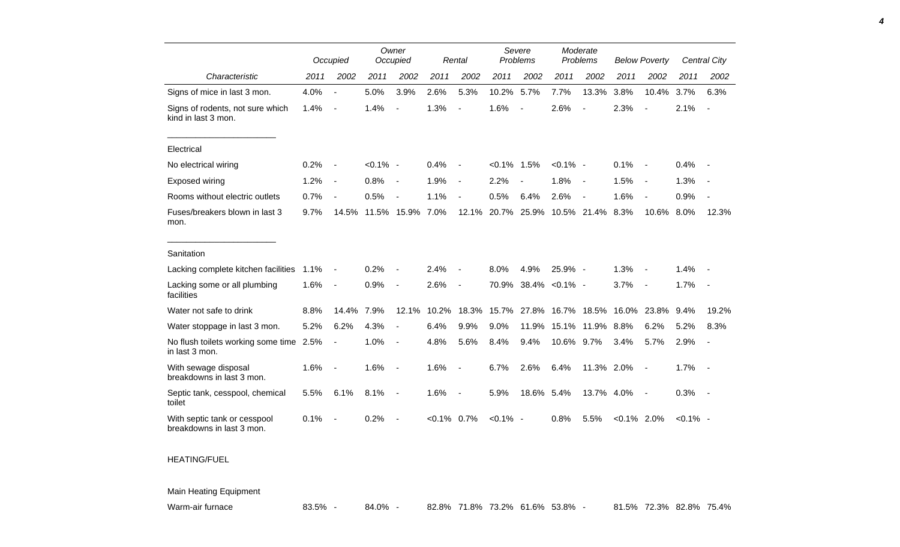| | Occupied | | Owner Occupied | | Rental | | Severe Problems | | Moderate Problems | | Below Poverty | | Central City | |
|---|---|---|---|---|---|---|---|---|---|---|---|---|---|---|
| Characteristic | 2011 | 2002 | 2011 | 2002 | 2011 | 2002 | 2011 | 2002 | 2011 | 2002 | 2011 | 2002 | 2011 | 2002 |
| Signs of mice in last 3 mon. | 4.0% | - | 5.0% | 3.9% | 2.6% | 5.3% | 10.2% | 5.7% | 7.7% | 13.3% | 3.8% | 10.4% | 3.7% | 6.3% |
| Signs of rodents, not sure which kind in last 3 mon. | 1.4% | - | 1.4% | - | 1.3% | - | 1.6% | - | 2.6% | - | 2.3% | - | 2.1% | - |
| Electrical | | | | | | | | | | | | | | |
| No electrical wiring | 0.2% | - | <0.1% | - | 0.4% | - | <0.1% | 1.5% | <0.1% | - | 0.1% | - | 0.4% | - |
| Exposed wiring | 1.2% | - | 0.8% | - | 1.9% | - | 2.2% | - | 1.8% | - | 1.5% | - | 1.3% | - |
| Rooms without electric outlets | 0.7% | - | 0.5% | - | 1.1% | - | 0.5% | 6.4% | 2.6% | - | 1.6% | - | 0.9% | - |
| Fuses/breakers blown in last 3 mon. | 9.7% | 14.5% | 11.5% | 15.9% | 7.0% | 12.1% | 20.7% | 25.9% | 10.5% | 21.4% | 8.3% | 10.6% | 8.0% | 12.3% |
| Sanitation | | | | | | | | | | | | | | |
| Lacking complete kitchen facilities | 1.1% | - | 0.2% | - | 2.4% | - | 8.0% | 4.9% | 25.9% | - | 1.3% | - | 1.4% | - |
| Lacking some or all plumbing facilities | 1.6% | - | 0.9% | - | 2.6% | - | 70.9% | 38.4% | <0.1% | - | 3.7% | - | 1.7% | - |
| Water not safe to drink | 8.8% | 14.4% | 7.9% | 12.1% | 10.2% | 18.3% | 15.7% | 27.8% | 16.7% | 18.5% | 16.0% | 23.8% | 9.4% | 19.2% |
| Water stoppage in last 3 mon. | 5.2% | 6.2% | 4.3% | - | 6.4% | 9.9% | 9.0% | 11.9% | 15.1% | 11.9% | 8.8% | 6.2% | 5.2% | 8.3% |
| No flush toilets working some time in last 3 mon. | 2.5% | - | 1.0% | - | 4.8% | 5.6% | 8.4% | 9.4% | 10.6% | 9.7% | 3.4% | 5.7% | 2.9% | - |
| With sewage disposal breakdowns in last 3 mon. | 1.6% | - | 1.6% | - | 1.6% | - | 6.7% | 2.6% | 6.4% | 11.3% | 2.0% | - | 1.7% | - |
| Septic tank, cesspool, chemical toilet | 5.5% | 6.1% | 8.1% | - | 1.6% | - | 5.9% | 18.6% | 5.4% | 13.7% | 4.0% | - | 0.3% | - |
| With septic tank or cesspool breakdowns in last 3 mon. | 0.1% | - | 0.2% | - | <0.1% | 0.7% | <0.1% | - | 0.8% | 5.5% | <0.1% | 2.0% | <0.1% | - |
| HEATING/FUEL | | | | | | | | | | | | | | |
| Main Heating Equipment | | | | | | | | | | | | | | |
| Warm-air furnace | 83.5% | - | 84.0% | - | 82.8% | 71.8% | 73.2% | 61.6% | 53.8% | - | 81.5% | 72.3% | 82.8% | 75.4% |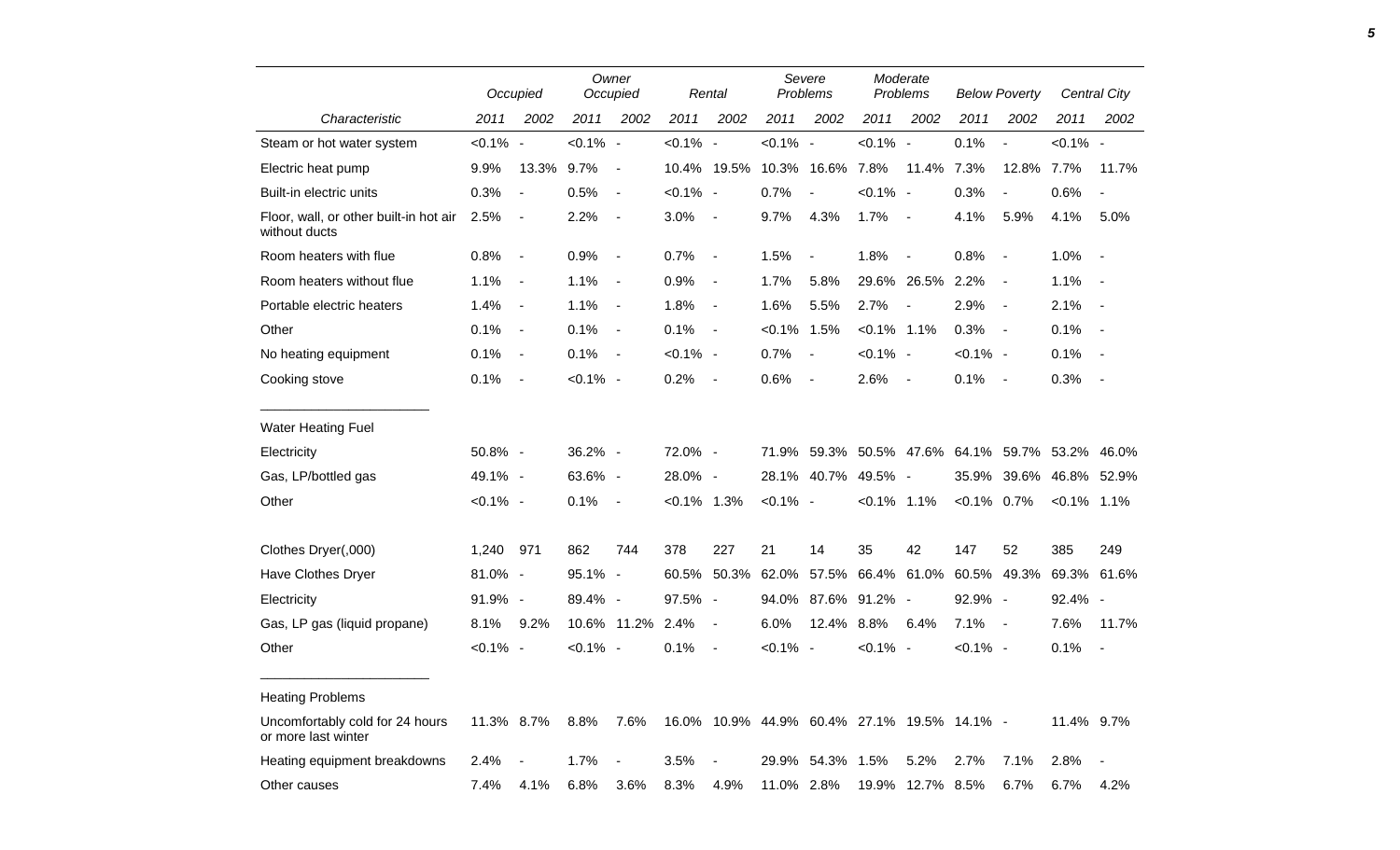| Characteristic | Occupied | | Owner Occupied | | Rental | | Severe Problems | | Moderate Problems | | Below Poverty | | Central City | |
|---|---|---|---|---|---|---|---|---|---|---|---|---|---|---|
| | 2011 | 2002 | 2011 | 2002 | 2011 | 2002 | 2011 | 2002 | 2011 | 2002 | 2011 | 2002 | 2011 | 2002 |
| Steam or hot water system | <0.1% | - | <0.1% | - | <0.1% | - | <0.1% | - | <0.1% | - | 0.1% | - | <0.1% | - |
| Electric heat pump | 9.9% | 13.3% | 9.7% | - | 10.4% | 19.5% | 10.3% | 16.6% | 7.8% | 11.4% | 7.3% | 12.8% | 7.7% | 11.7% |
| Built-in electric units | 0.3% | - | 0.5% | - | <0.1% | - | 0.7% | - | <0.1% | - | 0.3% | - | 0.6% | - |
| Floor, wall, or other built-in hot air without ducts | 2.5% | - | 2.2% | - | 3.0% | - | 9.7% | 4.3% | 1.7% | - | 4.1% | 5.9% | 4.1% | 5.0% |
| Room heaters with flue | 0.8% | - | 0.9% | - | 0.7% | - | 1.5% | - | 1.8% | - | 0.8% | - | 1.0% | - |
| Room heaters without flue | 1.1% | - | 1.1% | - | 0.9% | - | 1.7% | 5.8% | 29.6% | 26.5% | 2.2% | - | 1.1% | - |
| Portable electric heaters | 1.4% | - | 1.1% | - | 1.8% | - | 1.6% | 5.5% | 2.7% | - | 2.9% | - | 2.1% | - |
| Other | 0.1% | - | 0.1% | - | 0.1% | - | <0.1% | 1.5% | <0.1% | 1.1% | 0.3% | - | 0.1% | - |
| No heating equipment | 0.1% | - | 0.1% | - | <0.1% | - | 0.7% | - | <0.1% | - | <0.1% | - | 0.1% | - |
| Cooking stove | 0.1% | - | <0.1% | - | 0.2% | - | 0.6% | - | 2.6% | - | 0.1% | - | 0.3% | - |
| **Water Heating Fuel** | | | | | | | | | | | | | | |
| Electricity | 50.8% | - | 36.2% | - | 72.0% | - | 71.9% | 59.3% | 50.5% | 47.6% | 64.1% | 59.7% | 53.2% | 46.0% |
| Gas, LP/bottled gas | 49.1% | - | 63.6% | - | 28.0% | - | 28.1% | 40.7% | 49.5% | - | 35.9% | 39.6% | 46.8% | 52.9% |
| Other | <0.1% | - | 0.1% | - | <0.1% | 1.3% | <0.1% | - | <0.1% | 1.1% | <0.1% | 0.7% | <0.1% | 1.1% |
| Clothes Dryer(,000) | 1,240 | 971 | 862 | 744 | 378 | 227 | 21 | 14 | 35 | 42 | 147 | 52 | 385 | 249 |
| Have Clothes Dryer | 81.0% | - | 95.1% | - | 60.5% | 50.3% | 62.0% | 57.5% | 66.4% | 61.0% | 60.5% | 49.3% | 69.3% | 61.6% |
| Electricity | 91.9% | - | 89.4% | - | 97.5% | - | 94.0% | 87.6% | 91.2% | - | 92.9% | - | 92.4% | - |
| Gas, LP gas (liquid propane) | 8.1% | 9.2% | 10.6% | 11.2% | 2.4% | - | 6.0% | 12.4% | 8.8% | 6.4% | 7.1% | - | 7.6% | 11.7% |
| Other | <0.1% | - | <0.1% | - | 0.1% | - | <0.1% | - | <0.1% | - | <0.1% | - | 0.1% | - |
| **Heating Problems** | | | | | | | | | | | | | | |
| Uncomfortably cold for 24 hours or more last winter | 11.3% | 8.7% | 8.8% | 7.6% | 16.0% | 10.9% | 44.9% | 60.4% | 27.1% | 19.5% | 14.1% | - | 11.4% | 9.7% |
| Heating equipment breakdowns | 2.4% | - | 1.7% | - | 3.5% | - | 29.9% | 54.3% | 1.5% | 5.2% | 2.7% | 7.1% | 2.8% | - |
| Other causes | 7.4% | 4.1% | 6.8% | 3.6% | 8.3% | 4.9% | 11.0% | 2.8% | 19.9% | 12.7% | 8.5% | 6.7% | 6.7% | 4.2% |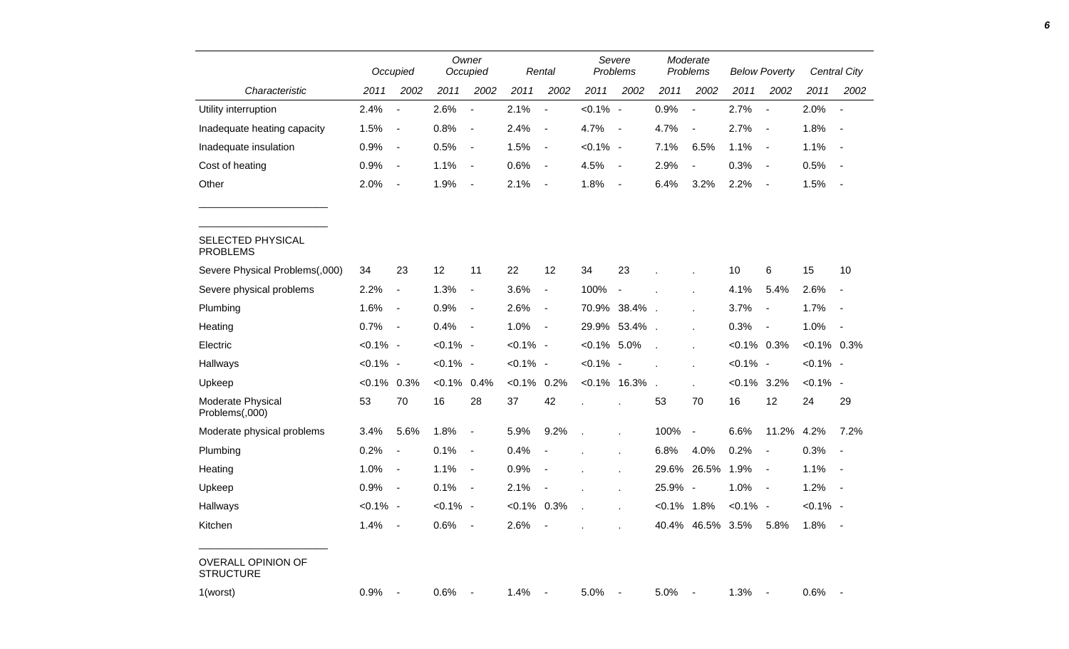| Characteristic | Occupied 2011 | Occupied 2002 | Owner Occupied 2011 | Owner Occupied 2002 | Rental 2011 | Rental 2002 | Severe Problems 2011 | Severe Problems 2002 | Moderate Problems 2011 | Moderate Problems 2002 | Below Poverty 2011 | Below Poverty 2002 | Central City 2011 | Central City 2002 |
|---|---|---|---|---|---|---|---|---|---|---|---|---|---|---|
| Utility interruption | 2.4% | - | 2.6% | - | 2.1% | - | <0.1% | - | 0.9% | - | 2.7% | - | 2.0% | - |
| Inadequate heating capacity | 1.5% | - | 0.8% | - | 2.4% | - | 4.7% | - | 4.7% | - | 2.7% | - | 1.8% | - |
| Inadequate insulation | 0.9% | - | 0.5% | - | 1.5% | - | <0.1% | - | 7.1% | 6.5% | 1.1% | - | 1.1% | - |
| Cost of heating | 0.9% | - | 1.1% | - | 0.6% | - | 4.5% | - | 2.9% | - | 0.3% | - | 0.5% | - |
| Other | 2.0% | - | 1.9% | - | 2.1% | - | 1.8% | - | 6.4% | 3.2% | 2.2% | - | 1.5% | - |
| SELECTED PHYSICAL PROBLEMS | | | | | | | | | | | | | | |
| Severe Physical Problems(,000) | 34 | 23 | 12 | 11 | 22 | 12 | 34 | 23 | . | . | 10 | 6 | 15 | 10 |
| Severe physical problems | 2.2% | - | 1.3% | - | 3.6% | - | 100% | - | . | . | 4.1% | 5.4% | 2.6% | - |
| Plumbing | 1.6% | - | 0.9% | - | 2.6% | - | 70.9% | 38.4% | . | . | 3.7% | - | 1.7% | - |
| Heating | 0.7% | - | 0.4% | - | 1.0% | - | 29.9% | 53.4% | . | . | 0.3% | - | 1.0% | - |
| Electric | <0.1% | - | <0.1% | - | <0.1% | - | <0.1% | 5.0% | . | . | <0.1% | 0.3% | <0.1% | 0.3% |
| Hallways | <0.1% | - | <0.1% | - | <0.1% | - | <0.1% | - | . | . | <0.1% | - | <0.1% | - |
| Upkeep | <0.1% | 0.3% | <0.1% | 0.4% | <0.1% | 0.2% | <0.1% | 16.3% | . | . | <0.1% | 3.2% | <0.1% | - |
| Moderate Physical Problems(,000) | 53 | 70 | 16 | 28 | 37 | 42 | . | . | 53 | 70 | 16 | 12 | 24 | 29 |
| Moderate physical problems | 3.4% | 5.6% | 1.8% | - | 5.9% | 9.2% | . | . | 100% | - | 6.6% | 11.2% | 4.2% | 7.2% |
| Plumbing | 0.2% | - | 0.1% | - | 0.4% | - | . | . | 6.8% | 4.0% | 0.2% | - | 0.3% | - |
| Heating | 1.0% | - | 1.1% | - | 0.9% | - | . | . | 29.6% | 26.5% | 1.9% | - | 1.1% | - |
| Upkeep | 0.9% | - | 0.1% | - | 2.1% | - | . | . | 25.9% | - | 1.0% | - | 1.2% | - |
| Hallways | <0.1% | - | <0.1% | - | <0.1% | 0.3% | . | . | <0.1% | 1.8% | <0.1% | - | <0.1% | - |
| Kitchen | 1.4% | - | 0.6% | - | 2.6% | - | . | . | 40.4% | 46.5% | 3.5% | 5.8% | 1.8% | - |
| OVERALL OPINION OF STRUCTURE | | | | | | | | | | | | | | |
| 1(worst) | 0.9% | - | 0.6% | - | 1.4% | - | 5.0% | - | 5.0% | - | 1.3% | - | 0.6% | - |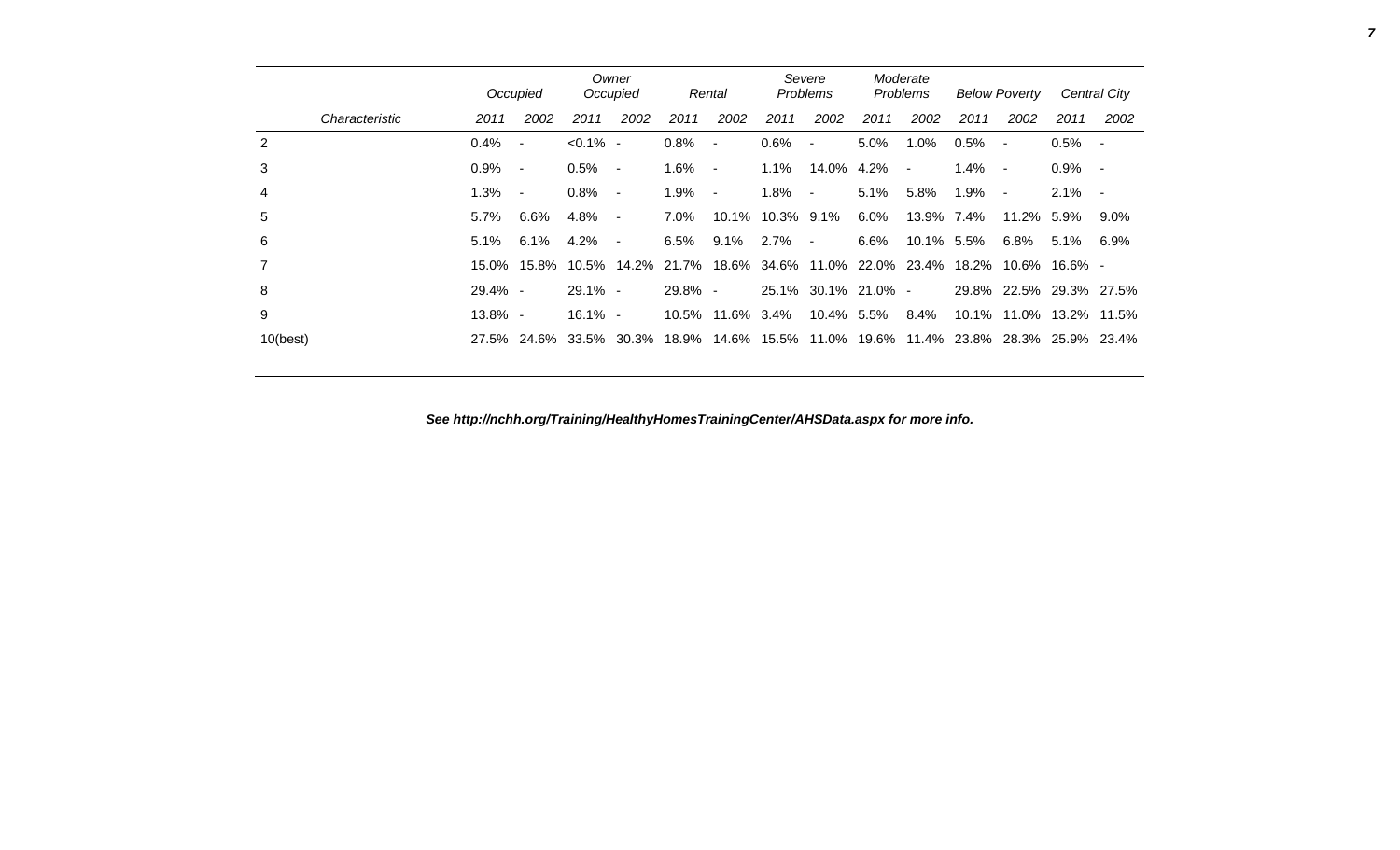| | Occupied | | Owner Occupied | | Rental | | Severe Problems | | Moderate Problems | | Below Poverty | | Central City | |
|---|---|---|---|---|---|---|---|---|---|---|---|---|---|---|
| Characteristic | 2011 | 2002 | 2011 | 2002 | 2011 | 2002 | 2011 | 2002 | 2011 | 2002 | 2011 | 2002 | 2011 | 2002 |
| 2 | 0.4% | - | <0.1% | - | 0.8% | - | 0.6% | - | 5.0% | 1.0% | 0.5% | - | 0.5% | - |
| 3 | 0.9% | - | 0.5% | - | 1.6% | - | 1.1% | 14.0% | 4.2% | - | 1.4% | - | 0.9% | - |
| 4 | 1.3% | - | 0.8% | - | 1.9% | - | 1.8% | - | 5.1% | 5.8% | 1.9% | - | 2.1% | - |
| 5 | 5.7% | 6.6% | 4.8% | - | 7.0% | 10.1% | 10.3% | 9.1% | 6.0% | 13.9% | 7.4% | 11.2% | 5.9% | 9.0% |
| 6 | 5.1% | 6.1% | 4.2% | - | 6.5% | 9.1% | 2.7% | - | 6.6% | 10.1% | 5.5% | 6.8% | 5.1% | 6.9% |
| 7 | 15.0% | 15.8% | 10.5% | 14.2% | 21.7% | 18.6% | 34.6% | 11.0% | 22.0% | 23.4% | 18.2% | 10.6% | 16.6% | - |
| 8 | 29.4% | - | 29.1% | - | 29.8% | - | 25.1% | 30.1% | 21.0% | - | 29.8% | 22.5% | 29.3% | 27.5% |
| 9 | 13.8% | - | 16.1% | - | 10.5% | 11.6% | 3.4% | 10.4% | 5.5% | 8.4% | 10.1% | 11.0% | 13.2% | 11.5% |
| 10(best) | 27.5% | 24.6% | 33.5% | 30.3% | 18.9% | 14.6% | 15.5% | 11.0% | 19.6% | 11.4% | 23.8% | 28.3% | 25.9% | 23.4% |

***See http://nchh.org/Training/HealthyHomesTrainingCenter/AHSData.aspx for more info.***